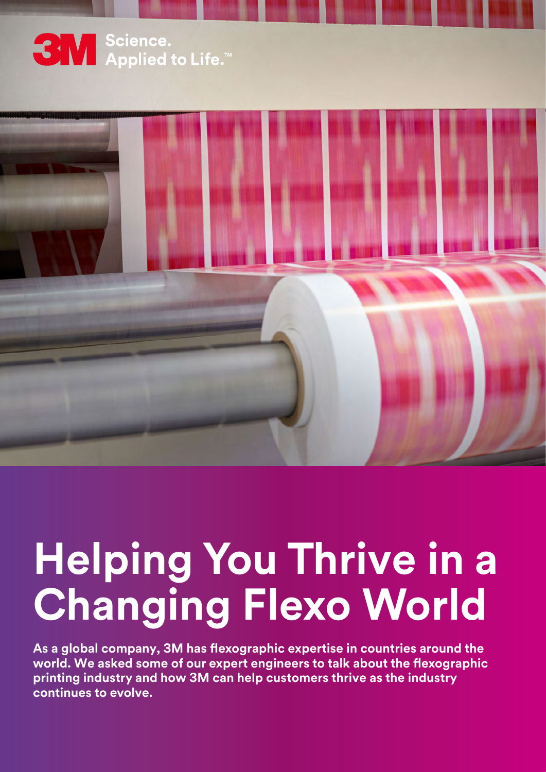3M Science. Applied to Life.™

# Helping You Thrive in a Changing Flexo World

**As a global company, 3M has flexographic expertise in countries around the world. We asked some of our expert engineers to talk about the flexographic printing industry and how 3M can help customers thrive as the industry continues to evolve.**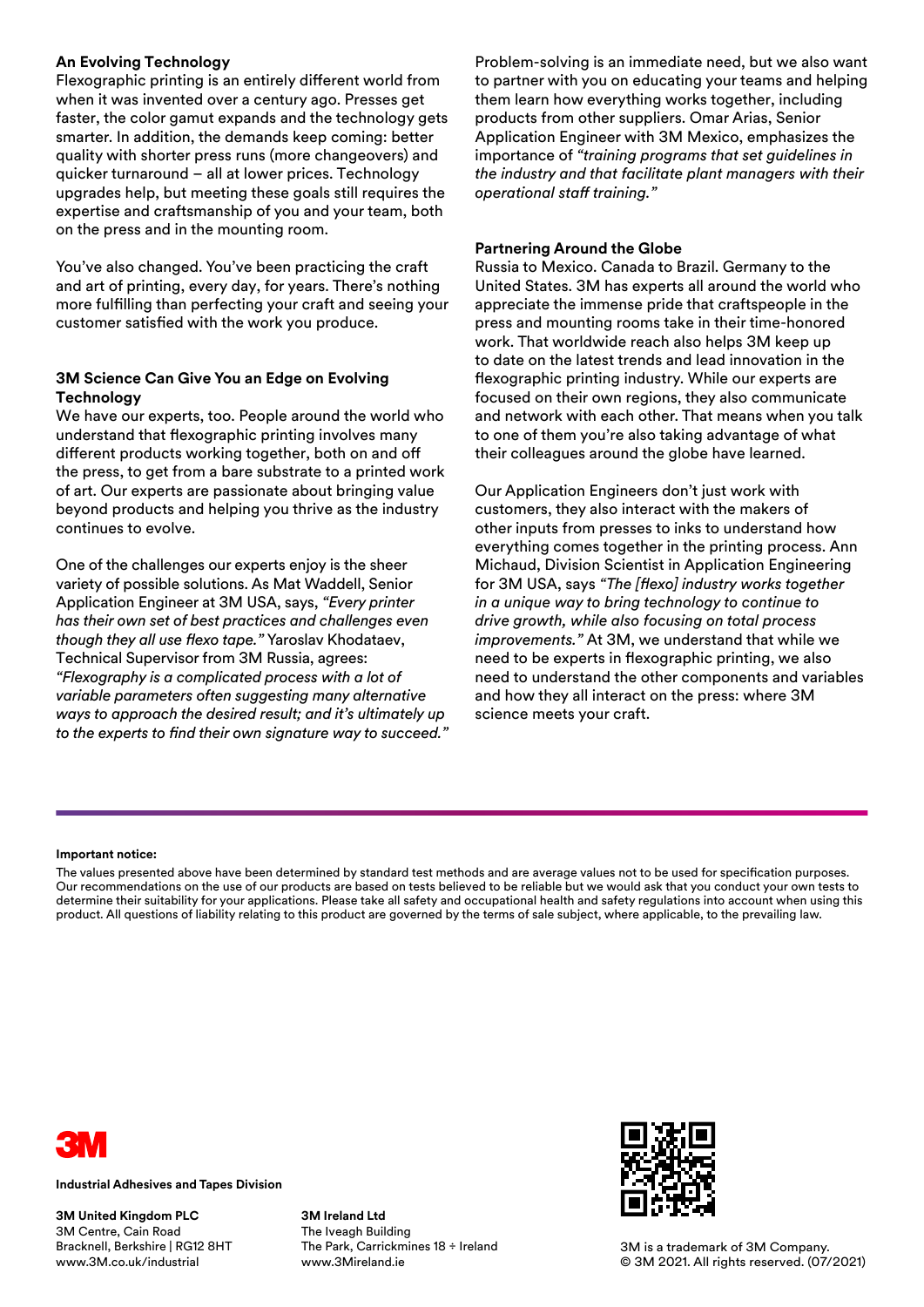## An Evolving Technology

Flexographic printing is an entirely different world from when it was invented over a century ago. Presses get faster, the color gamut expands and the technology gets smarter. In addition, the demands keep coming: better quality with shorter press runs (more changeovers) and quicker turnaround – all at lower prices. Technology upgrades help, but meeting these goals still requires the expertise and craftsmanship of you and your team, both on the press and in the mounting room.

You've also changed. You've been practicing the craft and art of printing, every day, for years. There's nothing more fulfilling than perfecting your craft and seeing your customer satisfied with the work you produce.

## 3M Science Can Give You an Edge on Evolving Technology

We have our experts, too. People around the world who understand that flexographic printing involves many different products working together, both on and off the press, to get from a bare substrate to a printed work of art. Our experts are passionate about bringing value beyond products and helping you thrive as the industry continues to evolve.

One of the challenges our experts enjoy is the sheer variety of possible solutions. As Mat Waddell, Senior Application Engineer at 3M USA, says, *"Every printer has their own set of best practices and challenges even though they all use flexo tape."* Yaroslav Khodataev, Technical Supervisor from 3M Russia, agrees: *"Flexography is a complicated process with a lot of variable parameters often suggesting many alternative ways to approach the desired result; and it's ultimately up to the experts to find their own signature way to succeed."*

Problem-solving is an immediate need, but we also want to partner with you on educating your teams and helping them learn how everything works together, including products from other suppliers. Omar Arias, Senior Application Engineer with 3M Mexico, emphasizes the importance of *"training programs that set guidelines in the industry and that facilitate plant managers with their operational staff training."*

## Partnering Around the Globe

Russia to Mexico. Canada to Brazil. Germany to the United States. 3M has experts all around the world who appreciate the immense pride that craftspeople in the press and mounting rooms take in their time-honored work. That worldwide reach also helps 3M keep up to date on the latest trends and lead innovation in the flexographic printing industry. While our experts are focused on their own regions, they also communicate and network with each other. That means when you talk to one of them you're also taking advantage of what their colleagues around the globe have learned.

Our Application Engineers don't just work with customers, they also interact with the makers of other inputs from presses to inks to understand how everything comes together in the printing process. Ann Michaud, Division Scientist in Application Engineering for 3M USA, says *"The [flexo] industry works together in a unique way to bring technology to continue to drive growth, while also focusing on total process improvements."* At 3M, we understand that while we need to be experts in flexographic printing, we also need to understand the other components and variables and how they all interact on the press: where 3M science meets your craft.

**Important notice:**

The values presented above have been determined by standard test methods and are average values not to be used for specification purposes. Our recommendations on the use of our products are based on tests believed to be reliable but we would ask that you conduct your own tests to determine their suitability for your applications. Please take all safety and occupational health and safety regulations into account when using this product. All questions of liability relating to this product are governed by the terms of sale subject, where applicable, to the prevailing law.

3M

**Industrial Adhesives and Tapes Division**

**3M United Kingdom PLC**
3M Centre, Cain Road
Bracknell, Berkshire | RG12 8HT
www.3M.co.uk/industrial

**3M Ireland Ltd**
The Iveagh Building
The Park, Carrickmines 18 ÷ Ireland
www.3Mireland.ie

3M is a trademark of 3M Company.
© 3M 2021. All rights reserved. (07/2021)